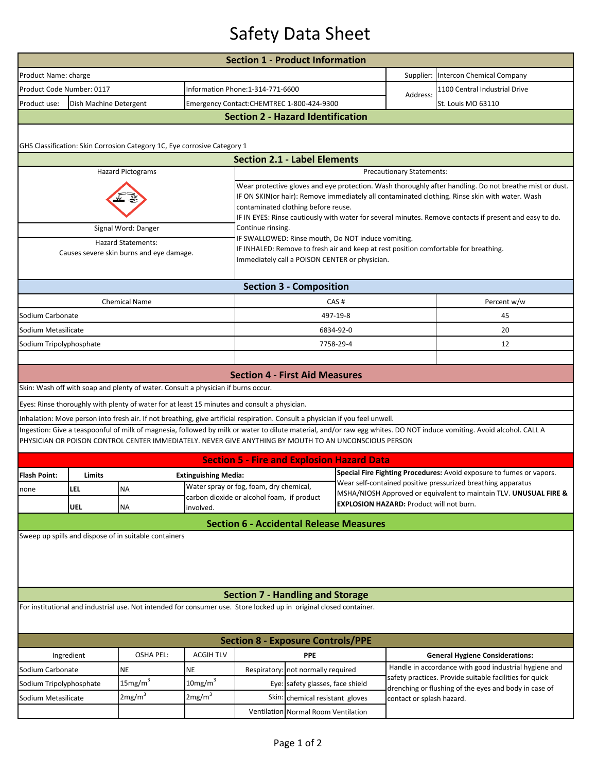# Safety Data Sheet

## Section 1 - Product Information

| | | | |
|---|---|---|---|
| Product Name: charge | | Supplier: | Intercon Chemical Company |
| Product Code Number: 0117 | Information Phone:1-314-771-6600 | Address: | 1100 Central Industrial Drive |
| Product use: Dish Machine Detergent | Emergency Contact:CHEMTREC 1-800-424-9300 | | St. Louis MO 63110 |

## Section 2 - Hazard Identification

GHS Classification: Skin Corrosion Category 1C, Eye corrosive Category 1

## Section 2.1 - Label Elements

**Hazard Pictograms**

Signal Word: Danger

Hazard Statements:
Causes severe skin burns and eye damage.

**Precautionary Statements:**

Wear protective gloves and eye protection. Wash thoroughly after handling. Do not breathe mist or dust.
IF ON SKIN(or hair): Remove immediately all contaminated clothing. Rinse skin with water. Wash contaminated clothing before reuse.
IF IN EYES: Rinse cautiously with water for several minutes. Remove contacts if present and easy to do. Continue rinsing.
IF SWALLOWED: Rinse mouth, Do NOT induce vomiting.
IF INHALED: Remove to fresh air and keep at rest position comfortable for breathing.
Immediately call a POISON CENTER or physician.

## Section 3 - Composition

| Chemical Name | CAS # | Percent w/w |
|---|---|---|
| Sodium Carbonate | 497-19-8 | 45 |
| Sodium Metasilicate | 6834-92-0 | 20 |
| Sodium Tripolyphosphate | 7758-29-4 | 12 |

## Section 4 - First Aid Measures

Skin: Wash off with soap and plenty of water. Consult a physician if burns occur.

Eyes: Rinse thoroughly with plenty of water for at least 15 minutes and consult a physician.

Inhalation: Move person into fresh air. If not breathing, give artificial respiration. Consult a physician if you feel unwell.

Ingestion: Give a teaspoonful of milk of magnesia, followed by milk or water to dilute material, and/or raw egg whites. DO NOT induce vomiting. Avoid alcohol. CALL A PHYSICIAN OR POISON CONTROL CENTER IMMEDIATELY. NEVER GIVE ANYTHING BY MOUTH TO AN UNCONSCIOUS PERSON

## Section 5 - Fire and Explosion Hazard Data

| Flash Point: | Limits | | Extinguishing Media: |
|---|---|---|---|
| none | LEL | NA | Water spray or fog, foam, dry chemical, carbon dioxide or alcohol foam, if product involved. |
| | UEL | NA | |

**Special Fire Fighting Procedures:** Avoid exposure to fumes or vapors. Wear self-contained positive pressurized breathing apparatus MSHA/NIOSH Approved or equivalent to maintain TLV. **UNUSUAL FIRE & EXPLOSION HAZARD:** Product will not burn.

## Section 6 - Accidental Release Measures

Sweep up spills and dispose of in suitable containers

## Section 7 - Handling and Storage

For institutional and industrial use. Not intended for consumer use. Store locked up in original closed container.

## Section 8 - Exposure Controls/PPE

| Ingredient | OSHA PEL: | ACGIH TLV | PPE | |
|---|---|---|---|---|
| Sodium Carbonate | NE | NE | Respiratory: | not normally required |
| Sodium Tripolyphosphate | $15 mg/m^3$ | $10 mg/m^3$ | Eye: | safety glasses, face shield |
| Sodium Metasilicate | $2 mg/m^3$ | $2 mg/m^3$ | Skin: | chemical resistant gloves |
| | | | Ventilation | Normal Room Ventilation |

**General Hygiene Considerations:**

Handle in accordance with good industrial hygiene and safety practices. Provide suitable facilities for quick drenching or flushing of the eyes and body in case of contact or splash hazard.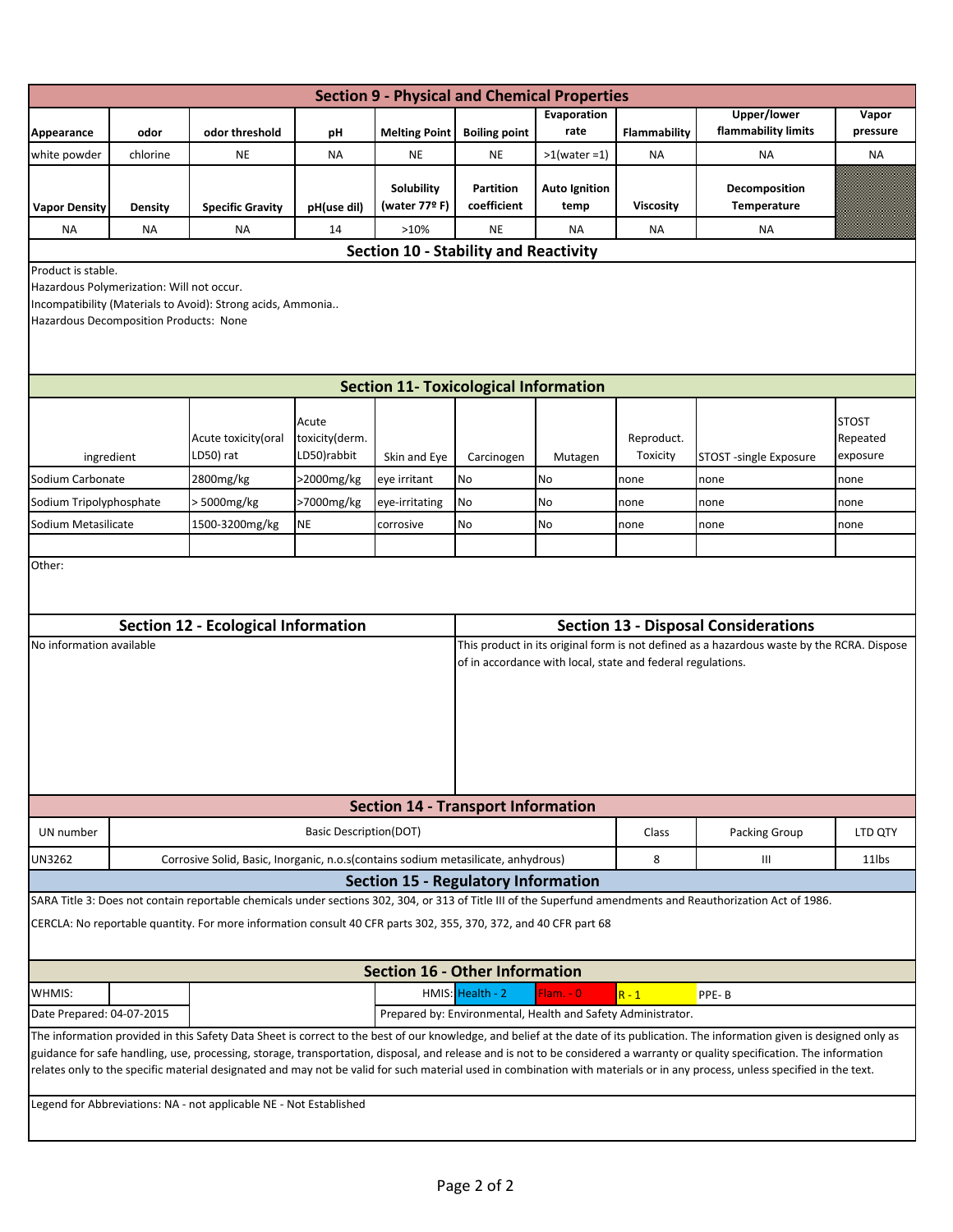## Section 9 - Physical and Chemical Properties

| Appearance | odor | odor threshold | pH | Melting Point | Boiling point | Evaporation rate | Flammability | Upper/lower flammability limits | Vapor pressure |
|---|---|---|---|---|---|---|---|---|---|
| white powder | chlorine | NE | NA | NE | NE | >1(water =1) | NA | NA | NA |
| **Vapor Density** | **Density** | **Specific Gravity** | **pH(use dil)** | **Solubility (water 77º F)** | **Partition coefficient** | **Auto Ignition temp** | **Viscosity** | **Decomposition Temperature** | |
| NA | NA | NA | 14 | >10% | NE | NA | NA | NA | |

## Section 10 - Stability and Reactivity

Product is stable.
Hazardous Polymerization: Will not occur.
Incompatibility (Materials to Avoid): Strong acids, Ammonia..
Hazardous Decomposition Products: None

## Section 11- Toxicological Information

| ingredient | Acute toxicity(oral LD50) rat | Acute toxicity(derm. LD50)rabbit | Skin and Eye | Carcinogen | Mutagen | Reproduct. Toxicity | STOST -single Exposure | STOST Repeated exposure |
|---|---|---|---|---|---|---|---|---|
| Sodium Carbonate | 2800mg/kg | >2000mg/kg | eye irritant | No | No | none | none | none |
| Sodium Tripolyphosphate | > 5000mg/kg | >7000mg/kg | eye-irritating | No | No | none | none | none |
| Sodium Metasilicate | 1500-3200mg/kg | NE | corrosive | No | No | none | none | none |
| | | | | | | | | |

Other:

## Section 12 - Ecological Information

No information available

## Section 13 - Disposal Considerations

This product in its original form is not defined as a hazardous waste by the RCRA. Dispose of in accordance with local, state and federal regulations.

## Section 14 - Transport Information

| UN number | Basic Description(DOT) | Class | Packing Group | LTD QTY |
|---|---|---|---|---|
| UN3262 | Corrosive Solid, Basic, Inorganic, n.o.s(contains sodium metasilicate, anhydrous) | 8 | III | 11lbs |

## Section 15 - Regulatory Information

SARA Title 3: Does not contain reportable chemicals under sections 302, 304, or 313 of Title III of the Superfund amendments and Reauthorization Act of 1986.

CERCLA: No reportable quantity. For more information consult 40 CFR parts 302, 355, 370, 372, and 40 CFR part 68

## Section 16 - Other Information

| | | | | | | |
|---|---|---|---|---|---|---|
| WHMIS: | | HMIS: | Health - 2 | Flam. - 0 | R - 1 | PPE- B |
| Date Prepared: 04-07-2015 | | Prepared by: Environmental, Health and Safety Administrator. | | | | |

The information provided in this Safety Data Sheet is correct to the best of our knowledge, and belief at the date of its publication. The information given is designed only as guidance for safe handling, use, processing, storage, transportation, disposal, and release and is not to be considered a warranty or quality specification. The information relates only to the specific material designated and may not be valid for such material used in combination with materials or in any process, unless specified in the text.

Legend for Abbreviations: NA - not applicable NE - Not Established